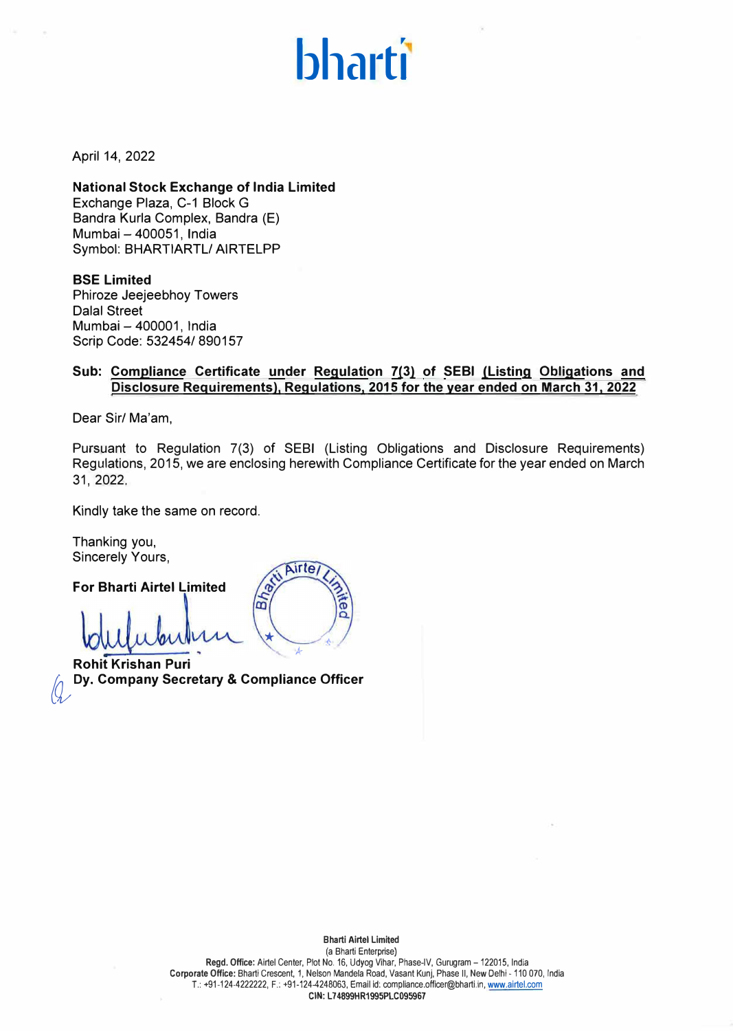bharti

April 14, 2022

**National Stock Exchange of India Limited**
Exchange Plaza, C-1 Block G
Bandra Kurla Complex, Bandra (E)
Mumbai – 400051, India
Symbol: BHARTIARTL/ AIRTELPP

**BSE Limited**
Phiroze Jeejeebhoy Towers
Dalal Street
Mumbai – 400001, India
Scrip Code: 532454/ 890157

**Sub: Compliance Certificate under Regulation 7(3) of SEBI (Listing Obligations and Disclosure Requirements), Regulations, 2015 for the year ended on March 31, 2022**

Dear Sir/ Ma'am,

Pursuant to Regulation 7(3) of SEBI (Listing Obligations and Disclosure Requirements) Regulations, 2015, we are enclosing herewith Compliance Certificate for the year ended on March 31, 2022.

Kindly take the same on record.

Thanking you,
Sincerely Yours,

**For Bharti Airtel Limited**

**Rohit Krishan Puri**
**Dy. Company Secretary & Compliance Officer**

**Bharti Airtel Limited**
(a Bharti Enterprise)
**Regd. Office:** Airtel Center, Plot No. 16, Udyog Vihar, Phase-IV, Gurugram – 122015, India
**Corporate Office:** Bharti Crescent, 1, Nelson Mandela Road, Vasant Kunj, Phase II, New Delhi - 110 070, India
T.: +91-124-4222222, F.: +91-124-4248063, Email id: compliance.officer@bharti.in, www.airtel.com
**CIN: L74899HR1995PLC095967**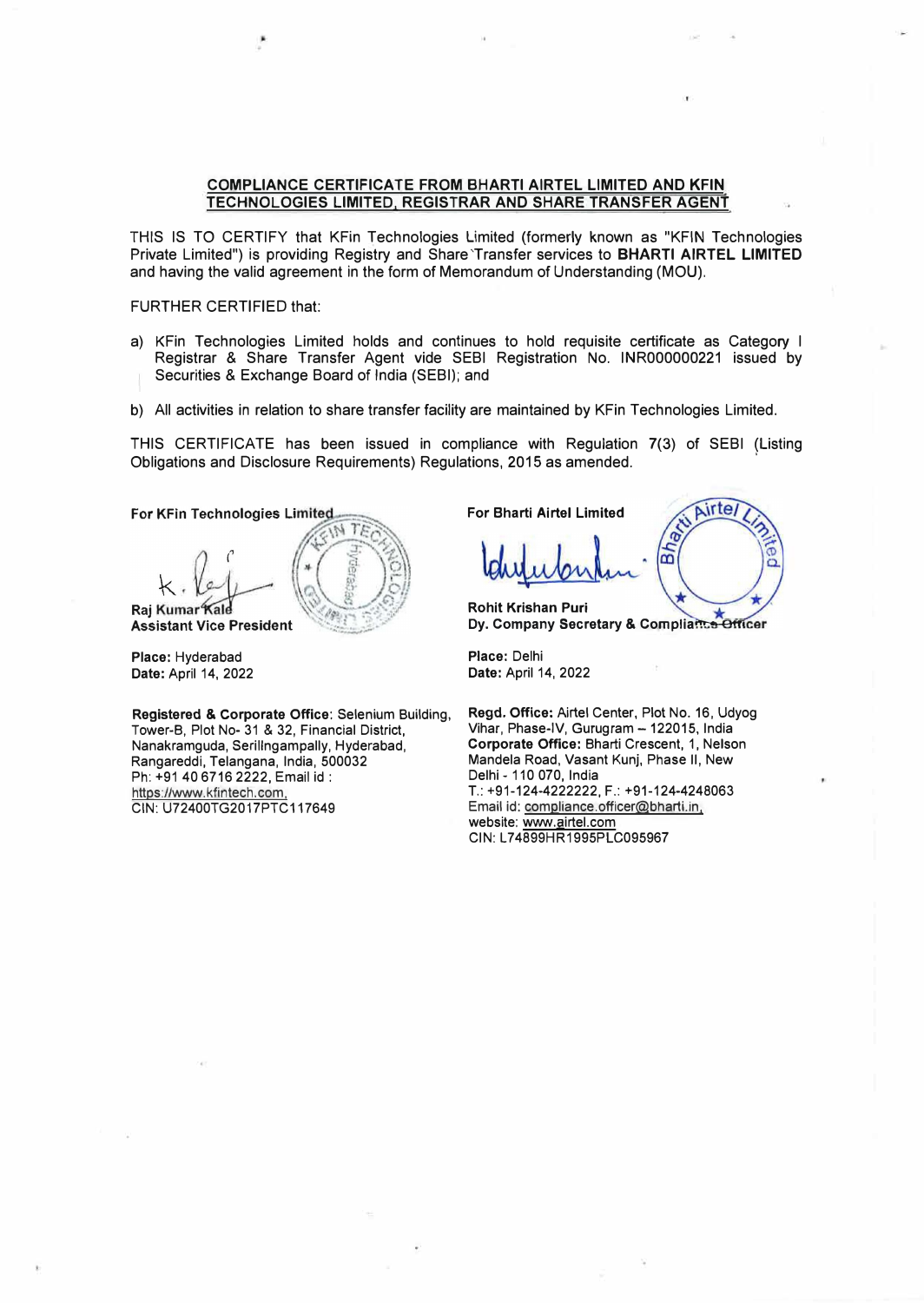## COMPLIANCE CERTIFICATE FROM BHARTI AIRTEL LIMITED AND KFIN TECHNOLOGIES LIMITED, REGISTRAR AND SHARE TRANSFER AGENT

THIS IS TO CERTIFY that KFin Technologies Limited (formerly known as "KFIN Technologies Private Limited") is providing Registry and Share Transfer services to **BHARTI AIRTEL LIMITED** and having the valid agreement in the form of Memorandum of Understanding (MOU).

FURTHER CERTIFIED that:

a) KFin Technologies Limited holds and continues to hold requisite certificate as Category I Registrar & Share Transfer Agent vide SEBI Registration No. INR000000221 issued by Securities & Exchange Board of India (SEBI); and

b) All activities in relation to share transfer facility are maintained by KFin Technologies Limited.

THIS CERTIFICATE has been issued in compliance with Regulation 7(3) of SEBI (Listing Obligations and Disclosure Requirements) Regulations, 2015 as amended.

**For KFin Technologies Limited**

**Raj Kumar Kale**
**Assistant Vice President**

**Place:** Hyderabad
**Date:** April 14, 2022

**Registered & Corporate Office**: Selenium Building, Tower-B, Plot No- 31 & 32, Financial District, Nanakramguda, Serilingampally, Hyderabad, Rangareddi, Telangana, India, 500032
Ph: +91 40 6716 2222, Email id : https://www.kfintech.com,
CIN: U72400TG2017PTC117649

**For Bharti Airtel Limited**

**Rohit Krishan Puri**
**Dy. Company Secretary & Compliance Officer**

**Place:** Delhi
**Date:** April 14, 2022

**Regd. Office:** Airtel Center, Plot No. 16, Udyog Vihar, Phase-IV, Gurugram – 122015, India
**Corporate Office:** Bharti Crescent, 1, Nelson Mandela Road, Vasant Kunj, Phase II, New Delhi - 110 070, India
T.: +91-124-4222222, F.: +91-124-4248063
Email id: compliance.officer@bharti.in,
website: www.airtel.com
CIN: L74899HR1995PLC095967